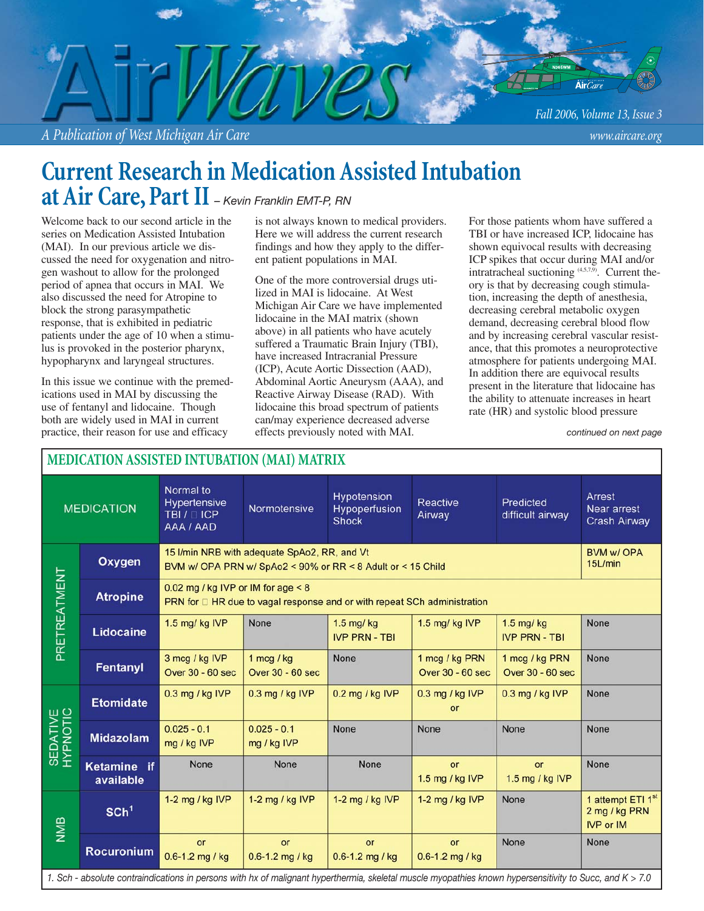# AirWaves

*A Publication of West Michigan Air Care*

*Fall 2006, Volume 13, Issue 3*

*www.aircare.org*

## Current Research in Medication Assisted Intubation at Air Care, Part II – *Kevin Franklin EMT-P, RN*

Welcome back to our second article in the series on Medication Assisted Intubation (MAI). In our previous article we discussed the need for oxygenation and nitrogen washout to allow for the prolonged period of apnea that occurs in MAI. We also discussed the need for Atropine to block the strong parasympathetic response, that is exhibited in pediatric patients under the age of 10 when a stimulus is provoked in the posterior pharynx, hypopharynx and laryngeal structures.

In this issue we continue with the premedications used in MAI by discussing the use of fentanyl and lidocaine. Though both are widely used in MAI in current practice, their reason for use and efficacy is not always known to medical providers. Here we will address the current research findings and how they apply to the different patient populations in MAI.

One of the more controversial drugs utilized in MAI is lidocaine. At West Michigan Air Care we have implemented lidocaine in the MAI matrix (shown above) in all patients who have acutely suffered a Traumatic Brain Injury (TBI), have increased Intracranial Pressure (ICP), Acute Aortic Dissection (AAD), Abdominal Aortic Aneurysm (AAA), and Reactive Airway Disease (RAD). With lidocaine this broad spectrum of patients can/may experience decreased adverse effects previously noted with MAI.

For those patients whom have suffered a TBI or have increased ICP, lidocaine has shown equivocal results with decreasing ICP spikes that occur during MAI and/or intratracheal suctioning [4,5,7,9]. Current theory is that by decreasing cough stimulation, increasing the depth of anesthesia, decreasing cerebral metabolic oxygen demand, decreasing cerebral blood flow and by increasing cerebral vascular resistance, that this promotes a neuroprotective atmosphere for patients undergoing MAI. In addition there are equivocal results present in the literature that lidocaine has the ability to attenuate increases in heart rate (HR) and systolic blood pressure

*continued on next page*

### MEDICATION ASSISTED INTUBATION (MAI) MATRIX

| | MEDICATION | Normal to Hypertensive TBI / ↑ ICP AAA / AAD | Normotensive | Hypotension Hypoperfusion Shock | Reactive Airway | Predicted difficult airway | Arrest Near arrest Crash Airway |
|---|---|---|---|---|---|---|---|
| PRETREATMENT | **Oxygen** | 15 l/min NRB with adequate SpAo2, RR, and Vt<br>BVM w/ OPA PRN w/ SpAo2 < 90% or RR < 8 Adult or < 15 Child | | | | | BVM w/ OPA 15L/min |
| | **Atropine** | 0.02 mg / kg IVP or IM for age < 8<br>PRN for ↓ HR due to vagal response and or with repeat SCh administration | | | | | |
| | **Lidocaine** | 1.5 mg/ kg IVP | None | 1.5 mg/ kg IVP PRN - TBI | 1.5 mg/ kg IVP | 1.5 mg/ kg IVP PRN - TBI | None |
| | **Fentanyl** | 3 mcg / kg IVP Over 30 - 60 sec | 1 mcg / kg Over 30 - 60 sec | None | 1 mcg / kg PRN Over 30 - 60 sec | 1 mcg / kg PRN Over 30 - 60 sec | None |
| SEDATIVE HYPNOTIC | **Etomidate** | 0.3 mg / kg IVP | 0.3 mg / kg IVP | 0.2 mg / kg IVP | 0.3 mg / kg IVP or | 0.3 mg / kg IVP | None |
| | **Midazolam** | 0.025 - 0.1 mg / kg IVP | 0.025 - 0.1 mg / kg IVP | None | None | None | None |
| | **Ketamine if available** | None | None | None | or 1.5 mg / kg IVP | or 1.5 mg / kg IVP | None |
| NMB | **SCh[1]** | 1-2 mg / kg IVP | 1-2 mg / kg IVP | 1-2 mg / kg IVP | 1-2 mg / kg IVP | None | 1 attempt ETI 1st 2 mg / kg PRN IVP or IM |
| | **Rocuronium** | or 0.6-1.2 mg / kg | or 0.6-1.2 mg / kg | or 0.6-1.2 mg / kg | or 0.6-1.2 mg / kg | None | None |

*1. Sch - absolute contraindications in persons with hx of malignant hyperthermia, skeletal muscle myopathies known hypersensitivity to Succ, and K > 7.0*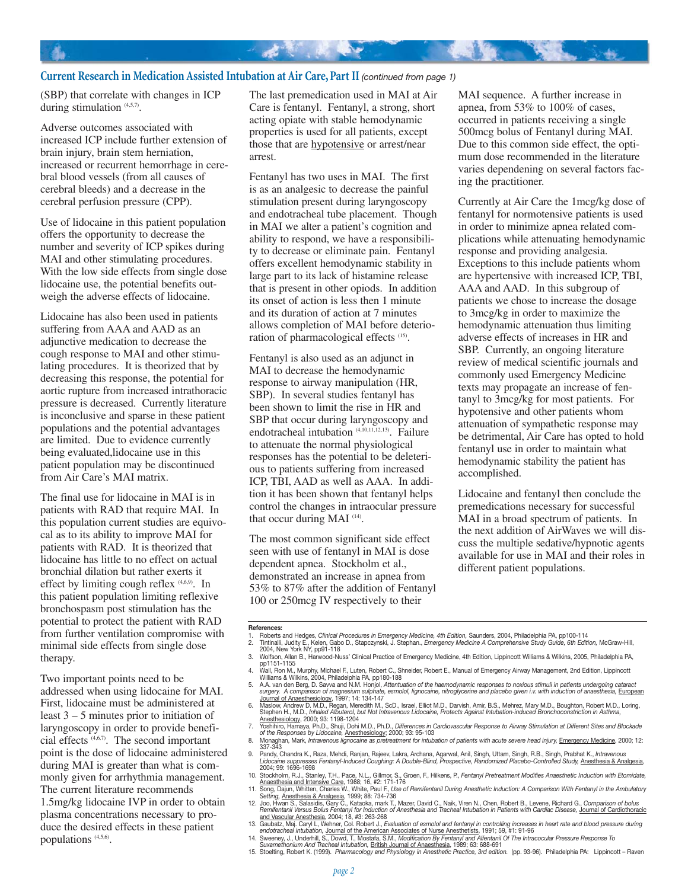## Current Research in Medication Assisted Intubation at Air Care, Part II *(continued from page 1)*

(SBP) that correlate with changes in ICP during stimulation [4,5,7].

Adverse outcomes associated with increased ICP include further extension of brain injury, brain stem herniation, increased or recurrent hemorrhage in cerebral blood vessels (from all causes of cerebral bleeds) and a decrease in the cerebral perfusion pressure (CPP).

Use of lidocaine in this patient population offers the opportunity to decrease the number and severity of ICP spikes during MAI and other stimulating procedures. With the low side effects from single dose lidocaine use, the potential benefits outweigh the adverse effects of lidocaine.

Lidocaine has also been used in patients suffering from AAA and AAD as an adjunctive medication to decrease the cough response to MAI and other stimulating procedures. It is theorized that by decreasing this response, the potential for aortic rupture from increased intrathoracic pressure is decreased. Currently literature is inconclusive and sparse in these patient populations and the potential advantages are limited. Due to evidence currently being evaluated,lidocaine use in this patient population may be discontinued from Air Care's MAI matrix.

The final use for lidocaine in MAI is in patients with RAD that require MAI. In this population current studies are equivocal as to its ability to improve MAI for patients with RAD. It is theorized that lidocaine has little to no effect on actual bronchial dilation but rather exerts it effect by limiting cough reflex [4,6,9]. In this patient population limiting reflexive bronchospasm post stimulation has the potential to protect the patient with RAD from further ventilation compromise with minimal side effects from single dose therapy.

Two important points need to be addressed when using lidocaine for MAI. First, lidocaine must be administered at least 3 – 5 minutes prior to initiation of laryngoscopy in order to provide beneficial effects [4,6,7]. The second important point is the dose of lidocaine administered during MAI is greater than what is commonly given for arrhythmia management. The current literature recommends 1.5mg/kg lidocaine IVP in order to obtain plasma concentrations necessary to produce the desired effects in these patient populations [4,5,6].

The last premedication used in MAI at Air Care is fentanyl. Fentanyl, a strong, short acting opiate with stable hemodynamic properties is used for all patients, except those that are <u>hypotensive</u> or arrest/near arrest.

Fentanyl has two uses in MAI. The first is as an analgesic to decrease the painful stimulation present during laryngoscopy and endotracheal tube placement. Though in MAI we alter a patient's cognition and ability to respond, we have a responsibility to decrease or eliminate pain. Fentanyl offers excellent hemodynamic stability in large part to its lack of histamine release that is present in other opiods. In addition its onset of action is less then 1 minute and its duration of action at 7 minutes allows completion of MAI before deterioration of pharmacological effects [15].

Fentanyl is also used as an adjunct in MAI to decrease the hemodynamic response to airway manipulation (HR, SBP). In several studies fentanyl has been shown to limit the rise in HR and SBP that occur during laryngoscopy and endotracheal intubation [4,10,11,12,13]. Failure to attenuate the normal physiological responses has the potential to be deleterious to patients suffering from increased ICP, TBI, AAD as well as AAA. In addition it has been shown that fentanyl helps control the changes in intraocular pressure that occur during MAI [14].

The most common significant side effect seen with use of fentanyl in MAI is dose dependent apnea. Stockholm et al., demonstrated an increase in apnea from 53% to 87% after the addition of Fentanyl 100 or 250mcg IV respectively to their MAI sequence. A further increase in apnea, from 53% to 100% of cases, occurred in patients receiving a single 500mcg bolus of Fentanyl during MAI. Due to this common side effect, the optimum dose recommended in the literature varies dependening on several factors facing the practitioner.

Currently at Air Care the 1mcg/kg dose of fentanyl for normotensive patients is used in order to minimize apnea related complications while attenuating hemodynamic response and providing analgesia. Exceptions to this include patients whom are hypertensive with increased ICP, TBI, AAA and AAD. In this subgroup of patients we chose to increase the dosage to 3mcg/kg in order to maximize the hemodynamic attenuation thus limiting adverse effects of increases in HR and SBP. Currently, an ongoing literature review of medical scientific journals and commonly used Emergency Medicine texts may propagate an increase of fentanyl to 3mcg/kg for most patients. For hypotensive and other patients whom attenuation of sympathetic response may be detrimental, Air Care has opted to hold fentanyl use in order to maintain what hemodynamic stability the patient has accomplished.

Lidocaine and fentanyl then conclude the premedications necessary for successful MAI in a broad spectrum of patients. In the next addition of AirWaves we will discuss the multiple sedative/hypnotic agents available for use in MAI and their roles in different patient populations.

**References:**

1. Roberts and Hedges, *Clinical Procedures in Emergency Medicine, 4th Edition,* Saunders, 2004, Philadelphia PA, pp100-114
2. Tintinalli, Judity E., Kelen, Gabo D., Stapczynski, J. Stephan., *Emergency Medicine A Comprehensive Study Guide, 6th Edition,* McGraw-Hill, 2004, New York NY, pp91-118
3. Wolfson, Allan B., Harwood-Nuss' Clinical Practice of Emergency Medicine, 4th Edition, Lippincott Williams & Wilkins, 2005, Philadelphia PA, pp1151-1155
4. Wall, Ron M., Murphy, Michael F., Luten, Robert C., Shneider, Robert E., Manual of Emergency Airway Management, 2nd Edition, Lippincott Williams & Wilkins, 2004, Philadelphia PA, pp180-188
5. A.A. van den Berg, D. Savva and N.M. Honjol, *Attenuation of the haemodynamic responses to noxious stimuli in patients undergoing cataract surgery. A comparison of magnesium sulphate, esmolol, lignocaine, nitroglycerine and placebo given i.v. with induction of anaesthesia,* <u>European Journal of Anaesthesiology</u>, 1997; 14: 134-147
6. Maslow, Andrew D. M.D., Regan, Meredith M., ScD., Israel, Elliot M.D., Darvish, Amir, B.S., Mehrez, Mary M.D., Boughton, Robert M.D., Loring, Stephen H., M.D., *Inhaled Albuterol, but Not Intravenous Lidocaine, Protects Against Intubation-induced Bronchoconstriction in Asthma,* <u>Anesthesiology</u>, 2000; 93: 1198-1204
7. Yoshihiro, Hamaya, Ph.D., Shuji, Dohi M.D., Ph.D., *Differences in Cardiovascular Response to Airway Stimulation at Different Sites and Blockade of the Responses by Lidocaine,* <u>Anesthesiology</u>; 2000; 93: 95-103
8. Monaghan, Mark, *Intravenous lignocaine as pretreatment for intubation of patients with acute severe head injury,* <u>Emergency Medicine</u>, 2000; 12: 337-343
9. Pandy, Chandra K., Raza, Mehdi, Ranjan, Rajeev, Lakra, Archana, Agarwal, Anil, Singh, Uttam, Singh, R.B., Singh, Prabhat K., *Intravenous Lidocaine suppresses Fentanyl-Induced Coughing: A Double-Blind, Prospective, Randomized Placebo-Controlled Study,* <u>Anesthesia & Analgesia</u>, 2004; 99: 1696-1698
10. Stockholm, R.J., Stanley, T.H., Pace, N.L., Gillmor, S., Groen, F., Hilkens, P., *Fentanyl Pretreatment Modifies Anaesthetic Induction with Etomidate,* <u>Anaesthesia and Intensive Care</u>, 1988; 16, #2: 171-176
11. Song, Dajun, Whitten, Charles W., White, Paul F., *Use of Remifentanil During Anesthetic Induction: A Comparison With Fentanyl in the Ambulatory Setting,* <u>Anesthesia & Analgesia</u>, 1999; 88: 734-736
12. Joo, Hwan S., Salasidis, Gary C., Kataoka, mark T., Mazer, David C., Naik, Viren N., Chen, Robert B., Levene, Richard G., *Comparison of bolus Remifentanil Versus Bolus Fentanyl for Induction of Anesthesia and Tracheal Intubation in Patients with Cardiac Disease,* <u>Journal of Cardiothoracic and Vascular Anesthesia</u>, 2004; 18, #3: 263-268
13. Gaubatz, Maj. Caryl L, Wehner, Col. Robert J., *Evaluation of esmolol and fentanyl in controlling increases in heart rate and blood pressure during endotracheal intubation,* <u>Journal of the American Associates of Nurse Anesthetists</u>, 1991; 59, #1: 91-96
14. Sweeney, J., Underhill, S., Dowd, T., Mostafa, S.M., *Modification By Fentanyl and Alfentanil Of The Intraccular Pressure Response To Suxamethonium And Tracheal Intubation,* <u>British Journal of Anaesthesia</u>, 1989; 63: 688-691
15. Stoelting, Robert K. (1999). *Pharmacology and Physiology in Anesthetic Practice, 3rd edition.* (pp. 93-96). Philadelphia PA: Lippincott – Raven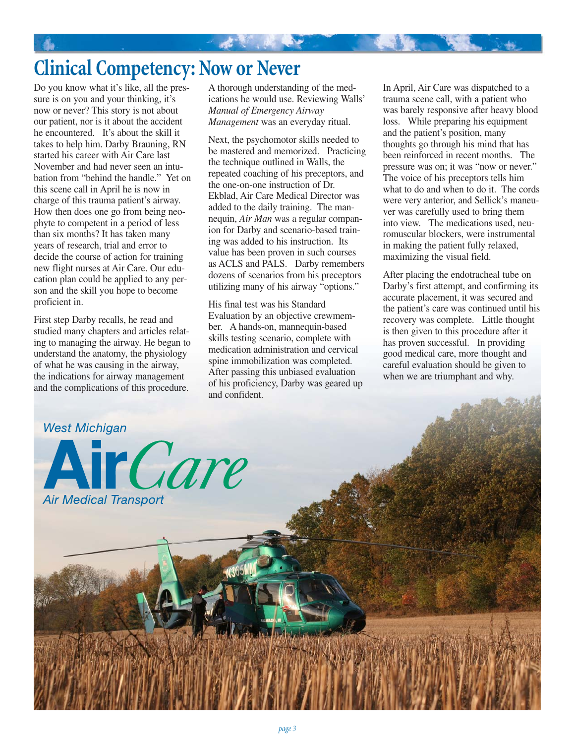# Clinical Competency: Now or Never

Do you know what it's like, all the pressure is on you and your thinking, it's now or never? This story is not about our patient, nor is it about the accident he encountered. It's about the skill it takes to help him. Darby Brauning, RN started his career with Air Care last November and had never seen an intubation from "behind the handle." Yet on this scene call in April he is now in charge of this trauma patient's airway. How then does one go from being neophyte to competent in a period of less than six months? It has taken many years of research, trial and error to decide the course of action for training new flight nurses at Air Care. Our education plan could be applied to any person and the skill you hope to become proficient in.

First step Darby recalls, he read and studied many chapters and articles relating to managing the airway. He began to understand the anatomy, the physiology of what he was causing in the airway, the indications for airway management and the complications of this procedure. A thorough understanding of the medications he would use. Reviewing Walls' *Manual of Emergency Airway Management* was an everyday ritual.

Next, the psychomotor skills needed to be mastered and memorized. Practicing the technique outlined in Walls, the repeated coaching of his preceptors, and the one-on-one instruction of Dr. Ekblad, Air Care Medical Director was added to the daily training. The mannequin, *Air Man* was a regular companion for Darby and scenario-based training was added to his instruction. Its value has been proven in such courses as ACLS and PALS. Darby remembers dozens of scenarios from his preceptors utilizing many of his airway "options."

His final test was his Standard Evaluation by an objective crewmember. A hands-on, mannequin-based skills testing scenario, complete with medication administration and cervical spine immobilization was completed. After passing this unbiased evaluation of his proficiency, Darby was geared up and confident.

In April, Air Care was dispatched to a trauma scene call, with a patient who was barely responsive after heavy blood loss. While preparing his equipment and the patient's position, many thoughts go through his mind that has been reinforced in recent months. The pressure was on; it was "now or never." The voice of his preceptors tells him what to do and when to do it. The cords were very anterior, and Sellick's maneuver was carefully used to bring them into view. The medications used, neuromuscular blockers, were instrumental in making the patient fully relaxed, maximizing the visual field.

After placing the endotracheal tube on Darby's first attempt, and confirming its accurate placement, it was secured and the patient's care was continued until his recovery was complete. Little thought is then given to this procedure after it has proven successful. In providing good medical care, more thought and careful evaluation should be given to when we are triumphant and why.

West Michigan
**Air***Care*
*Air Medical Transport*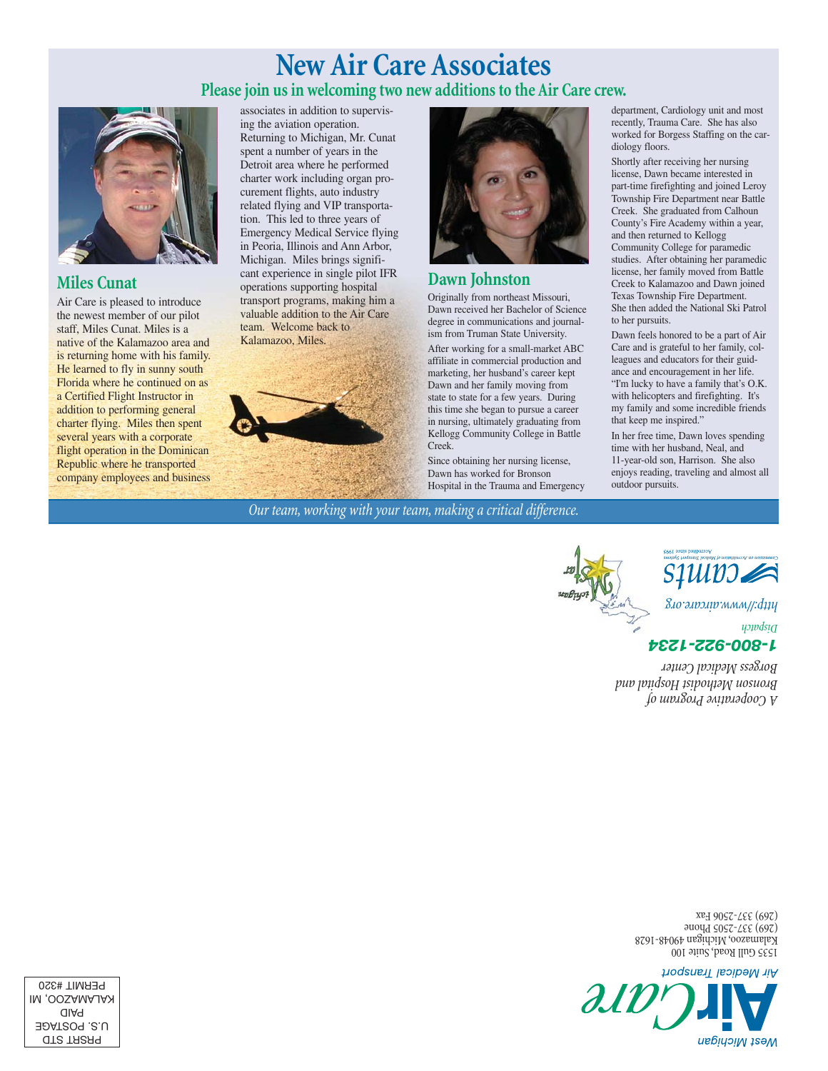# New Air Care Associates

## Please join us in welcoming two new additions to the Air Care crew.

### Miles Cunat

Air Care is pleased to introduce the newest member of our pilot staff, Miles Cunat. Miles is a native of the Kalamazoo area and is returning home with his family. He learned to fly in sunny south Florida where he continued on as a Certified Flight Instructor in addition to performing general charter flying. Miles then spent several years with a corporate flight operation in the Dominican Republic where he transported company employees and business associates in addition to supervising the aviation operation. Returning to Michigan, Mr. Cunat spent a number of years in the Detroit area where he performed charter work including organ procurement flights, auto industry related flying and VIP transportation. This led to three years of Emergency Medical Service flying in Peoria, Illinois and Ann Arbor, Michigan. Miles brings significant experience in single pilot IFR operations supporting hospital transport programs, making him a valuable addition to the Air Care team. Welcome back to Kalamazoo, Miles.

### Dawn Johnston

Originally from northeast Missouri, Dawn received her Bachelor of Science degree in communications and journalism from Truman State University.

After working for a small-market ABC affiliate in commercial production and marketing, her husband's career kept Dawn and her family moving from state to state for a few years. During this time she began to pursue a career in nursing, ultimately graduating from Kellogg Community College in Battle Creek.

Since obtaining her nursing license, Dawn has worked for Bronson Hospital in the Trauma and Emergency department, Cardiology unit and most recently, Trauma Care. She has also worked for Borgess Staffing on the cardiology floors.

Shortly after receiving her nursing license, Dawn became interested in part-time firefighting and joined Leroy Township Fire Department near Battle Creek. She graduated from Calhoun County's Fire Academy within a year, and then returned to Kellogg Community College for paramedic studies. After obtaining her paramedic license, her family moved from Battle Creek to Kalamazoo and Dawn joined Texas Township Fire Department. She then added the National Ski Patrol to her pursuits.

Dawn feels honored to be a part of Air Care and is grateful to her family, colleagues and educators for their guidance and encouragement in her life. "I'm lucky to have a family that's O.K. with helicopters and firefighting. It's my family and some incredible friends that keep me inspired."

In her free time, Dawn loves spending time with her husband, Neal, and 11-year-old son, Harrison. She also enjoys reading, traveling and almost all outdoor pursuits.

*Our team, working with your team, making a critical difference.*

camts
Commission on Accreditation of Medical Transport Systems
Accredited since 1995

*http://www.aircare.org*

*Dispatch*
**1-800-922-1234**

*A Cooperative Program of Bronson Methodist Hospital and Borgess Medical Center*

West Michigan
**Air Care**
Air Medical Transport

1535 Gull Road, Suite 100
Kalamazoo, Michigan 49048-1628
(269) 337-2505 Phone
(269) 337-2506 Fax

PRSRT STD
U.S. POSTAGE
PAID
KALAMAZOO, MI
PERMIT #320